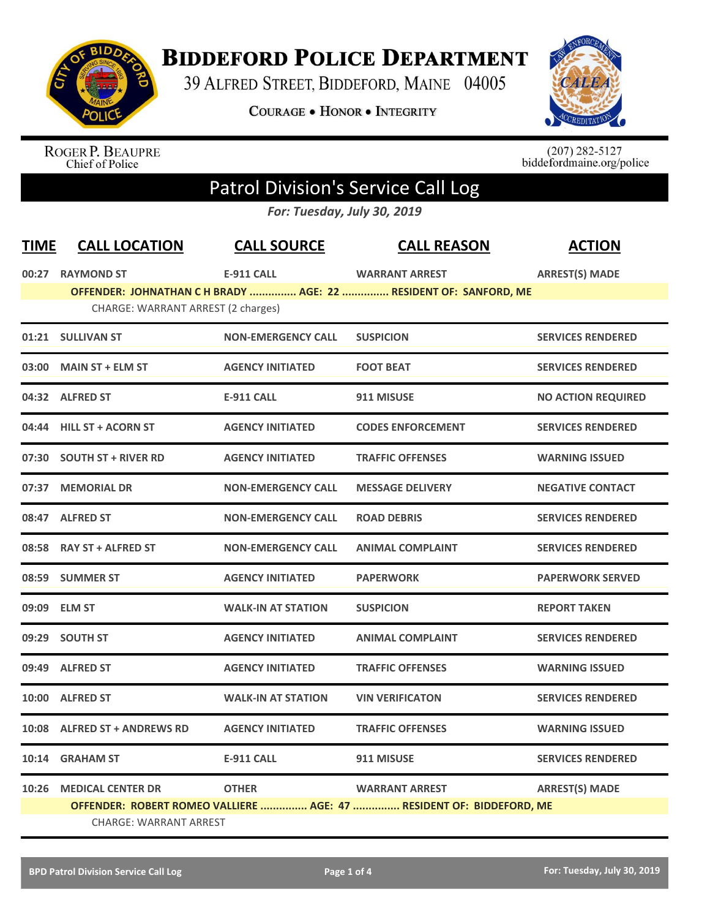# Biddeford Police Department

39 Alfred Street, Biddeford, Maine 04005

Courage • Honor • Integrity

Roger P. Beaupre
Chief of Police

(207) 282-5127
biddefordmaine.org/police

## Patrol Division's Service Call Log

*For: Tuesday, July 30, 2019*

| TIME | CALL LOCATION | CALL SOURCE | CALL REASON | ACTION |
|---|---|---|---|---|
| 00:27 | RAYMOND ST | E-911 CALL | WARRANT ARREST | ARREST(S) MADE |
| | OFFENDER: JOHNATHAN C H BRADY ............... AGE: 22 ............... RESIDENT OF: SANFORD, ME | | | |
| | CHARGE: WARRANT ARREST (2 charges) | | | |
| 01:21 | SULLIVAN ST | NON-EMERGENCY CALL | SUSPICION | SERVICES RENDERED |
| 03:00 | MAIN ST + ELM ST | AGENCY INITIATED | FOOT BEAT | SERVICES RENDERED |
| 04:32 | ALFRED ST | E-911 CALL | 911 MISUSE | NO ACTION REQUIRED |
| 04:44 | HILL ST + ACORN ST | AGENCY INITIATED | CODES ENFORCEMENT | SERVICES RENDERED |
| 07:30 | SOUTH ST + RIVER RD | AGENCY INITIATED | TRAFFIC OFFENSES | WARNING ISSUED |
| 07:37 | MEMORIAL DR | NON-EMERGENCY CALL | MESSAGE DELIVERY | NEGATIVE CONTACT |
| 08:47 | ALFRED ST | NON-EMERGENCY CALL | ROAD DEBRIS | SERVICES RENDERED |
| 08:58 | RAY ST + ALFRED ST | NON-EMERGENCY CALL | ANIMAL COMPLAINT | SERVICES RENDERED |
| 08:59 | SUMMER ST | AGENCY INITIATED | PAPERWORK | PAPERWORK SERVED |
| 09:09 | ELM ST | WALK-IN AT STATION | SUSPICION | REPORT TAKEN |
| 09:29 | SOUTH ST | AGENCY INITIATED | ANIMAL COMPLAINT | SERVICES RENDERED |
| 09:49 | ALFRED ST | AGENCY INITIATED | TRAFFIC OFFENSES | WARNING ISSUED |
| 10:00 | ALFRED ST | WALK-IN AT STATION | VIN VERIFICATON | SERVICES RENDERED |
| 10:08 | ALFRED ST + ANDREWS RD | AGENCY INITIATED | TRAFFIC OFFENSES | WARNING ISSUED |
| 10:14 | GRAHAM ST | E-911 CALL | 911 MISUSE | SERVICES RENDERED |
| 10:26 | MEDICAL CENTER DR | OTHER | WARRANT ARREST | ARREST(S) MADE |
| | OFFENDER: ROBERT ROMEO VALLIERE ............... AGE: 47 ............... RESIDENT OF: BIDDEFORD, ME | | | |
| | CHARGE: WARRANT ARREST | | | |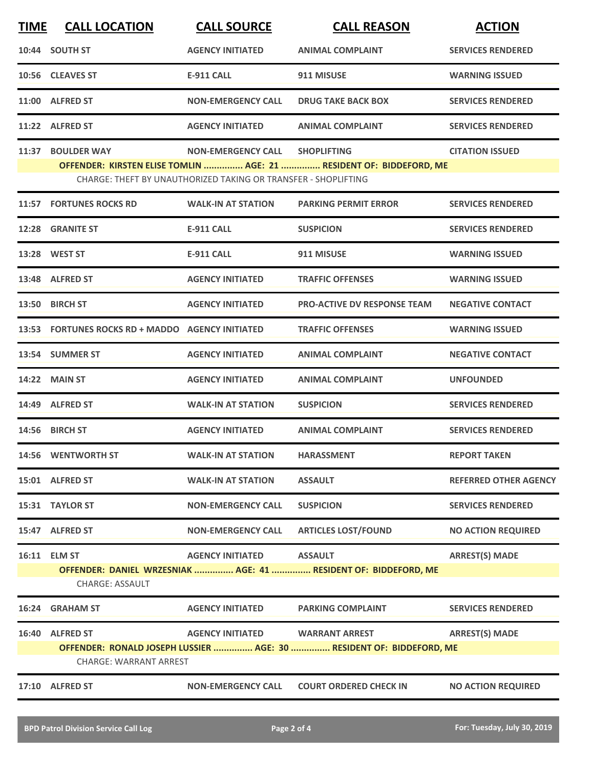| TIME | CALL LOCATION | CALL SOURCE | CALL REASON | ACTION |
|---|---|---|---|---|
| 10:44 | SOUTH ST | AGENCY INITIATED | ANIMAL COMPLAINT | SERVICES RENDERED |
| 10:56 | CLEAVES ST | E-911 CALL | 911 MISUSE | WARNING ISSUED |
| 11:00 | ALFRED ST | NON-EMERGENCY CALL | DRUG TAKE BACK BOX | SERVICES RENDERED |
| 11:22 | ALFRED ST | AGENCY INITIATED | ANIMAL COMPLAINT | SERVICES RENDERED |
| 11:37 | BOULDER WAY | NON-EMERGENCY CALL | SHOPLIFTING | CITATION ISSUED |
| | OFFENDER: KIRSTEN ELISE TOMLIN ............... AGE: 21 ............... RESIDENT OF: BIDDEFORD, ME | | | |
| | CHARGE: THEFT BY UNAUTHORIZED TAKING OR TRANSFER - SHOPLIFTING | | | |
| 11:57 | FORTUNES ROCKS RD | WALK-IN AT STATION | PARKING PERMIT ERROR | SERVICES RENDERED |
| 12:28 | GRANITE ST | E-911 CALL | SUSPICION | SERVICES RENDERED |
| 13:28 | WEST ST | E-911 CALL | 911 MISUSE | WARNING ISSUED |
| 13:48 | ALFRED ST | AGENCY INITIATED | TRAFFIC OFFENSES | WARNING ISSUED |
| 13:50 | BIRCH ST | AGENCY INITIATED | PRO-ACTIVE DV RESPONSE TEAM | NEGATIVE CONTACT |
| 13:53 | FORTUNES ROCKS RD + MADDO | AGENCY INITIATED | TRAFFIC OFFENSES | WARNING ISSUED |
| 13:54 | SUMMER ST | AGENCY INITIATED | ANIMAL COMPLAINT | NEGATIVE CONTACT |
| 14:22 | MAIN ST | AGENCY INITIATED | ANIMAL COMPLAINT | UNFOUNDED |
| 14:49 | ALFRED ST | WALK-IN AT STATION | SUSPICION | SERVICES RENDERED |
| 14:56 | BIRCH ST | AGENCY INITIATED | ANIMAL COMPLAINT | SERVICES RENDERED |
| 14:56 | WENTWORTH ST | WALK-IN AT STATION | HARASSMENT | REPORT TAKEN |
| 15:01 | ALFRED ST | WALK-IN AT STATION | ASSAULT | REFERRED OTHER AGENCY |
| 15:31 | TAYLOR ST | NON-EMERGENCY CALL | SUSPICION | SERVICES RENDERED |
| 15:47 | ALFRED ST | NON-EMERGENCY CALL | ARTICLES LOST/FOUND | NO ACTION REQUIRED |
| 16:11 | ELM ST | AGENCY INITIATED | ASSAULT | ARREST(S) MADE |
| | OFFENDER: DANIEL WRZESNIAK ............... AGE: 41 ............... RESIDENT OF: BIDDEFORD, ME | | | |
| | CHARGE: ASSAULT | | | |
| 16:24 | GRAHAM ST | AGENCY INITIATED | PARKING COMPLAINT | SERVICES RENDERED |
| 16:40 | ALFRED ST | AGENCY INITIATED | WARRANT ARREST | ARREST(S) MADE |
| | OFFENDER: RONALD JOSEPH LUSSIER ............... AGE: 30 ............... RESIDENT OF: BIDDEFORD, ME | | | |
| | CHARGE: WARRANT ARREST | | | |
| 17:10 | ALFRED ST | NON-EMERGENCY CALL | COURT ORDERED CHECK IN | NO ACTION REQUIRED |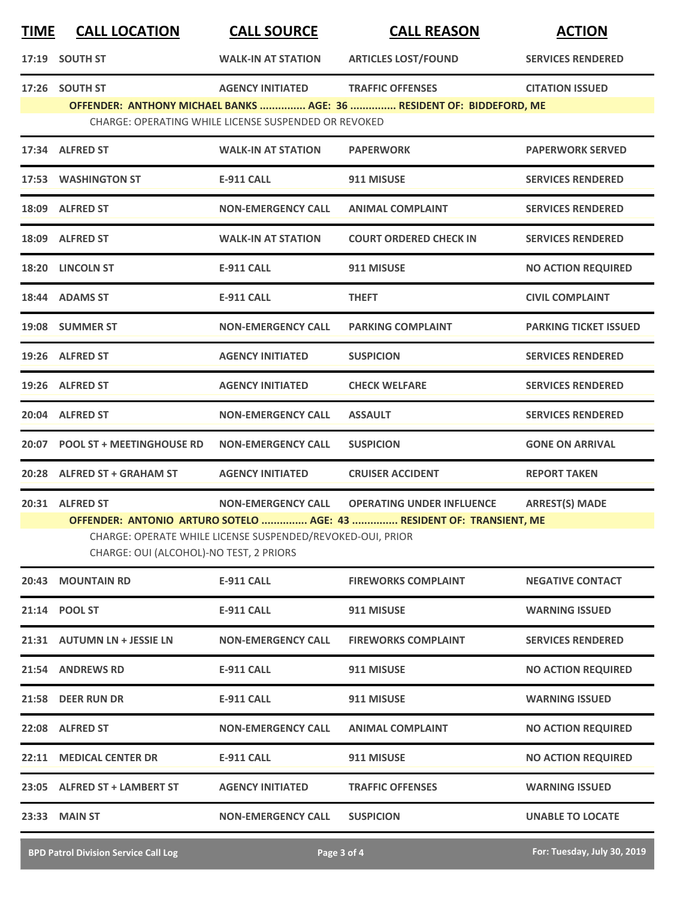| TIME | CALL LOCATION | CALL SOURCE | CALL REASON | ACTION |
|---|---|---|---|---|
| 17:19 | SOUTH ST | WALK-IN AT STATION | ARTICLES LOST/FOUND | SERVICES RENDERED |
| 17:26 | SOUTH ST | AGENCY INITIATED | TRAFFIC OFFENSES | CITATION ISSUED |
| | **OFFENDER: ANTHONY MICHAEL BANKS ............... AGE: 36 ............... RESIDENT OF: BIDDEFORD, ME** | | | |
| | CHARGE: OPERATING WHILE LICENSE SUSPENDED OR REVOKED | | | |
| 17:34 | ALFRED ST | WALK-IN AT STATION | PAPERWORK | PAPERWORK SERVED |
| 17:53 | WASHINGTON ST | E-911 CALL | 911 MISUSE | SERVICES RENDERED |
| 18:09 | ALFRED ST | NON-EMERGENCY CALL | ANIMAL COMPLAINT | SERVICES RENDERED |
| 18:09 | ALFRED ST | WALK-IN AT STATION | COURT ORDERED CHECK IN | SERVICES RENDERED |
| 18:20 | LINCOLN ST | E-911 CALL | 911 MISUSE | NO ACTION REQUIRED |
| 18:44 | ADAMS ST | E-911 CALL | THEFT | CIVIL COMPLAINT |
| 19:08 | SUMMER ST | NON-EMERGENCY CALL | PARKING COMPLAINT | PARKING TICKET ISSUED |
| 19:26 | ALFRED ST | AGENCY INITIATED | SUSPICION | SERVICES RENDERED |
| 19:26 | ALFRED ST | AGENCY INITIATED | CHECK WELFARE | SERVICES RENDERED |
| 20:04 | ALFRED ST | NON-EMERGENCY CALL | ASSAULT | SERVICES RENDERED |
| 20:07 | POOL ST + MEETINGHOUSE RD | NON-EMERGENCY CALL | SUSPICION | GONE ON ARRIVAL |
| 20:28 | ALFRED ST + GRAHAM ST | AGENCY INITIATED | CRUISER ACCIDENT | REPORT TAKEN |
| 20:31 | ALFRED ST | NON-EMERGENCY CALL | OPERATING UNDER INFLUENCE | ARREST(S) MADE |
| | **OFFENDER: ANTONIO ARTURO SOTELO ............... AGE: 43 ............... RESIDENT OF: TRANSIENT, ME** | | | |
| | CHARGE: OPERATE WHILE LICENSE SUSPENDED/REVOKED-OUI, PRIOR | | | |
| | CHARGE: OUI (ALCOHOL)-NO TEST, 2 PRIORS | | | |
| 20:43 | MOUNTAIN RD | E-911 CALL | FIREWORKS COMPLAINT | NEGATIVE CONTACT |
| 21:14 | POOL ST | E-911 CALL | 911 MISUSE | WARNING ISSUED |
| 21:31 | AUTUMN LN + JESSIE LN | NON-EMERGENCY CALL | FIREWORKS COMPLAINT | SERVICES RENDERED |
| 21:54 | ANDREWS RD | E-911 CALL | 911 MISUSE | NO ACTION REQUIRED |
| 21:58 | DEER RUN DR | E-911 CALL | 911 MISUSE | WARNING ISSUED |
| 22:08 | ALFRED ST | NON-EMERGENCY CALL | ANIMAL COMPLAINT | NO ACTION REQUIRED |
| 22:11 | MEDICAL CENTER DR | E-911 CALL | 911 MISUSE | NO ACTION REQUIRED |
| 23:05 | ALFRED ST + LAMBERT ST | AGENCY INITIATED | TRAFFIC OFFENSES | WARNING ISSUED |
| 23:33 | MAIN ST | NON-EMERGENCY CALL | SUSPICION | UNABLE TO LOCATE |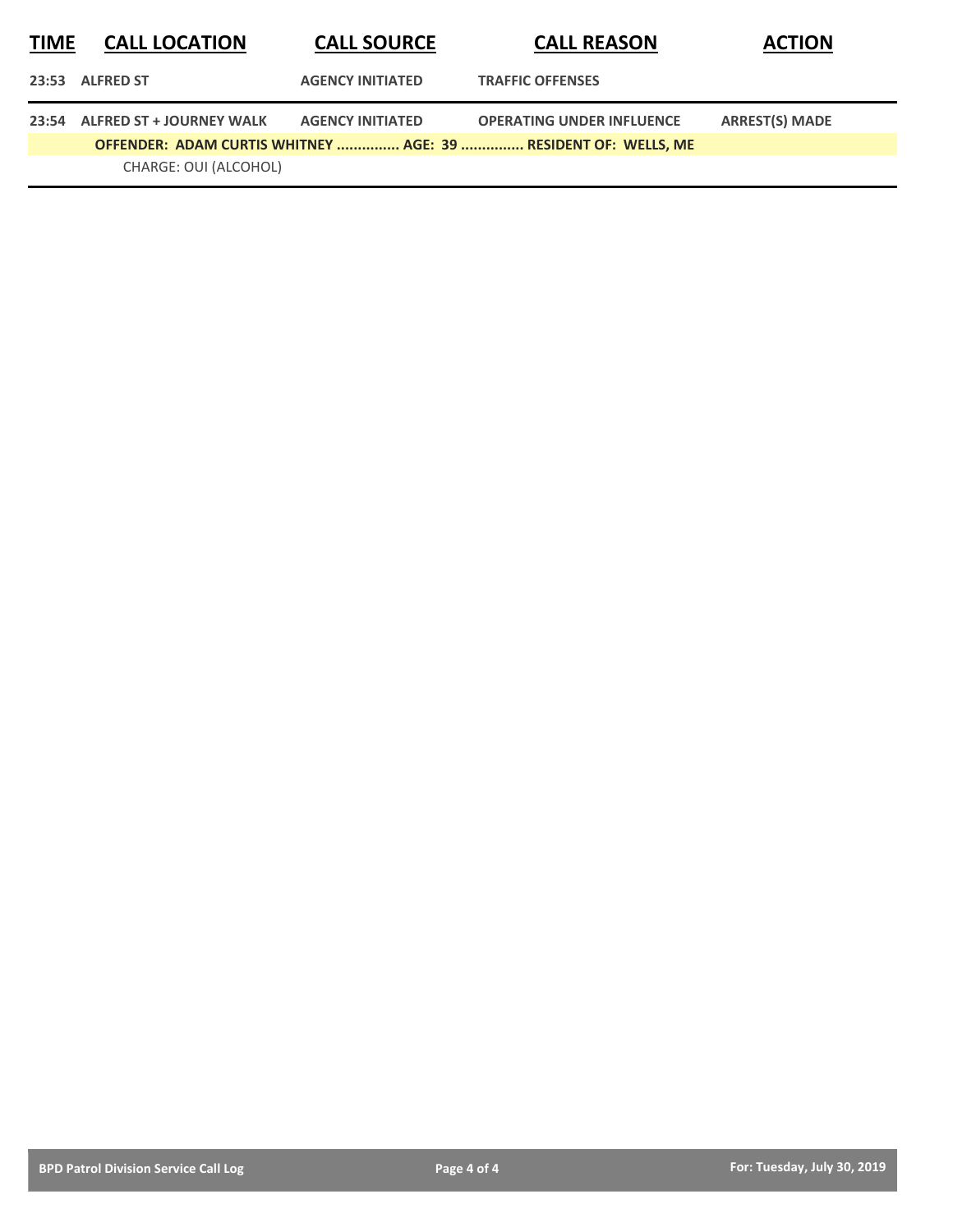| TIME | CALL LOCATION | CALL SOURCE | CALL REASON | ACTION |
|---|---|---|---|---|
| 23:53 | ALFRED ST | AGENCY INITIATED | TRAFFIC OFFENSES | |
| 23:54 | ALFRED ST + JOURNEY WALK | AGENCY INITIATED | OPERATING UNDER INFLUENCE | ARREST(S) MADE |

**OFFENDER: ADAM CURTIS WHITNEY ............... AGE: 39 ............... RESIDENT OF: WELLS, ME**

CHARGE: OUI (ALCOHOL)